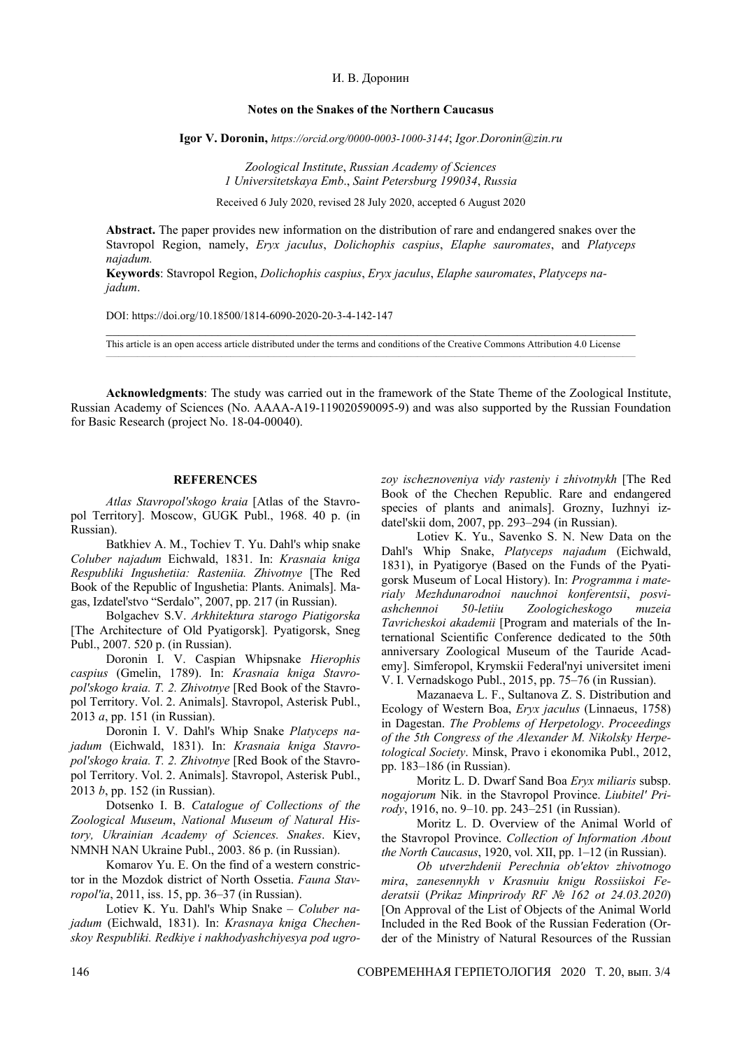И. В. Доронин

## Notes on the Snakes of the Northern Caucasus

**Igor V. Doronin,** *https://orcid.org/0000-0003-1000-3144*; *Igor.Doronin@zin.ru*

*Zoological Institute*, *Russian Academy of Sciences*
*1 Universitetskaya Emb*., *Saint Petersburg 199034*, *Russia*

Received 6 July 2020, revised 28 July 2020, accepted 6 August 2020

**Abstract.** The paper provides new information on the distribution of rare and endangered snakes over the Stavropol Region, namely, *Eryx jaculus*, *Dolichophis caspius*, *Elaphe sauromates*, and *Platyceps najadum.*

**Keywords**: Stavropol Region, *Dolichophis caspius*, *Eryx jaculus*, *Elaphe sauromates*, *Platyceps najadum*.

DOI: https://doi.org/10.18500/1814-6090-2020-20-3-4-142-147

This article is an open access article distributed under the terms and conditions of the Creative Commons Attribution 4.0 License

**Acknowledgments**: The study was carried out in the framework of the State Theme of the Zoological Institute, Russian Academy of Sciences (No. AAAA-A19-119020590095-9) and was also supported by the Russian Foundation for Basic Research (project No. 18-04-00040).

### REFERENCES

*Atlas Stavropol'skogo kraia* [Atlas of the Stavropol Territory]. Moscow, GUGK Publ., 1968. 40 p. (in Russian).

Batkhiev A. M., Tochiev T. Yu. Dahl's whip snake *Coluber najadum* Eichwald, 1831. In: *Krasnaia kniga Respubliki Ingushetiia: Rasteniia. Zhivotnye* [The Red Book of the Republic of Ingushetia: Plants. Animals]. Magas, Izdatel'stvo "Serdalo", 2007, pp. 217 (in Russian).

Bolgachev S.V. *Arkhitektura starogo Piatigorska* [The Architecture of Old Pyatigorsk]. Pyatigorsk, Sneg Publ., 2007. 520 p. (in Russian).

Doronin I. V. Caspian Whipsnake *Hierophis caspius* (Gmelin, 1789). In: *Krasnaia kniga Stavropol'skogo kraia. T. 2. Zhivotnye* [Red Book of the Stavropol Territory. Vol. 2. Animals]. Stavropol, Asterisk Publ., 2013 *a*, pp. 151 (in Russian).

Doronin I. V. Dahl's Whip Snake *Platyceps najadum* (Eichwald, 1831). In: *Krasnaia kniga Stavropol'skogo kraia. T. 2. Zhivotnye* [Red Book of the Stavropol Territory. Vol. 2. Animals]. Stavropol, Asterisk Publ., 2013 *b*, pp. 152 (in Russian).

Dotsenko I. B. *Catalogue of Collections of the Zoological Museum*, *National Museum of Natural History, Ukrainian Academy of Sciences. Snakes*. Kiev, NMNH NAN Ukraine Publ., 2003. 86 p. (in Russian).

Komarov Yu. E. On the find of a western constrictor in the Mozdok district of North Ossetia. *Fauna Stavropol'ia*, 2011, iss. 15, pp. 36–37 (in Russian).

Lotiev K. Yu. Dahl's Whip Snake – *Coluber najadum* (Eichwald, 1831). In: *Krasnaya kniga Chechenskoy Respubliki. Redkiye i nakhodyashchiyesya pod ugrozoy ischeznoveniya vidy rasteniy i zhivotnykh* [The Red Book of the Chechen Republic. Rare and endangered species of plants and animals]. Grozny, Iuzhnyi izdatel'skii dom, 2007, pp. 293–294 (in Russian).

Lotiev K. Yu., Savenko S. N. New Data on the Dahl's Whip Snake, *Platyceps najadum* (Eichwald, 1831), in Pyatigorye (Based on the Funds of the Pyatigorsk Museum of Local History). In: *Programma i materialy Mezhdunarodnoi nauchnoi konferentsii*, *posviashchennoi 50-letiiu Zoologicheskogo muzeia Tavricheskoi akademii* [Program and materials of the International Scientific Conference dedicated to the 50th anniversary Zoological Museum of the Tauride Academy]. Simferopol, Krymskii Federal'nyi universitet imeni V. I. Vernadskogo Publ., 2015, pp. 75–76 (in Russian).

Mazanaeva L. F., Sultanova Z. S. Distribution and Ecology of Western Boa, *Eryx jaculus* (Linnaeus, 1758) in Dagestan. *The Problems of Herpetology*. *Proceedings of the 5th Congress of the Alexander M. Nikolsky Herpetological Society*. Minsk, Pravo i ekonomika Publ., 2012, pp. 183–186 (in Russian).

Moritz L. D. Dwarf Sand Boa *Eryx miliaris* subsp. *nogajorum* Nik. in the Stavropol Province. *Liubitel' Prirody*, 1916, no. 9–10. pp. 243–251 (in Russian).

Moritz L. D. Overview of the Animal World of the Stavropol Province. *Collection of Information About the North Caucasus*, 1920, vol. XII, pp. 1–12 (in Russian).

*Ob utverzhdenii Perechnia ob'ektov zhivotnogo mira*, *zanesennykh v Krasnuiu knigu Rossiiskoi Federatsii* (*Prikaz Minprirody RF № 162 ot 24.03.2020*) [On Approval of the List of Objects of the Animal World Included in the Red Book of the Russian Federation (Order of the Ministry of Natural Resources of the Russian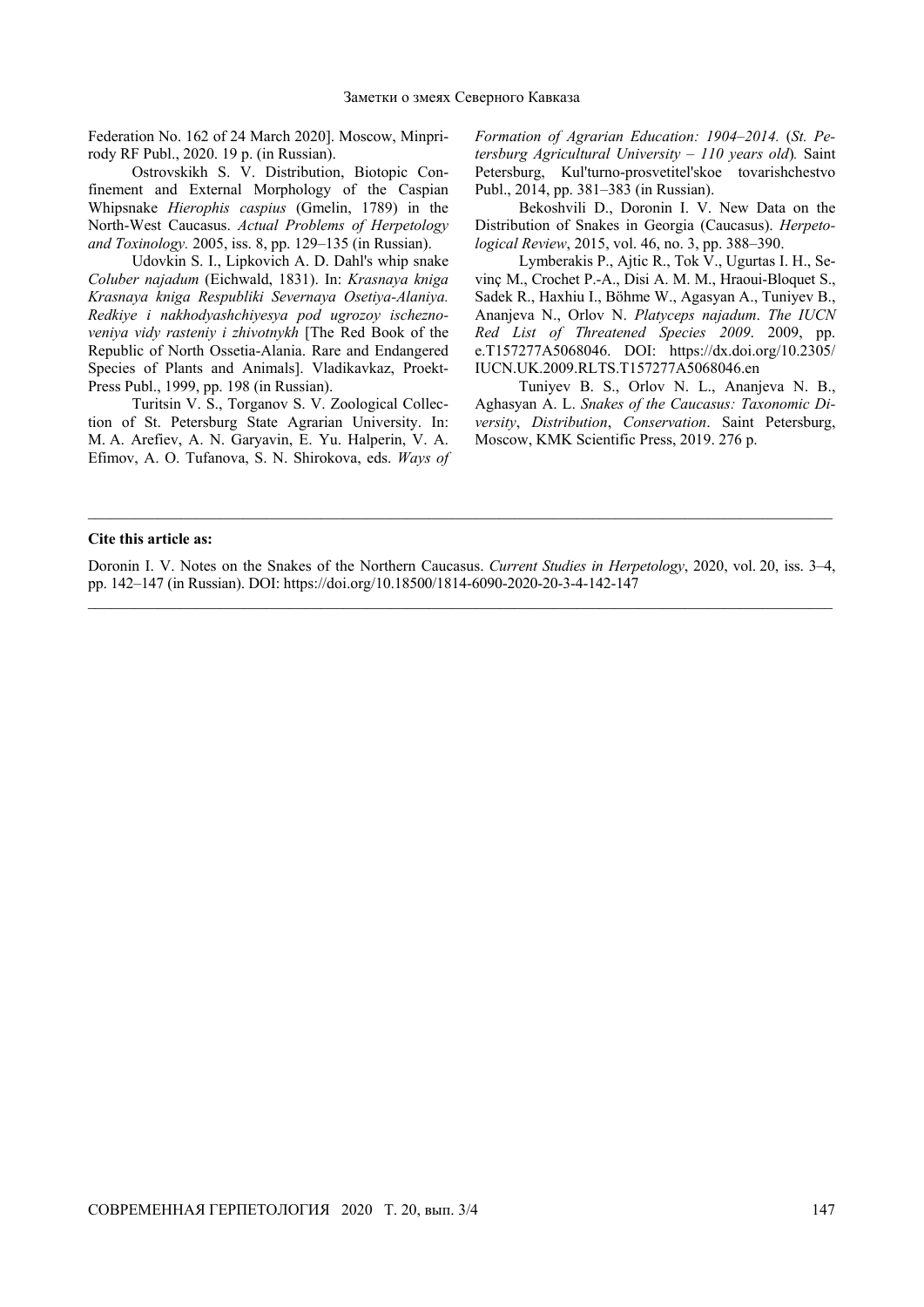Federation No. 162 of 24 March 2020]. Moscow, Minprirody RF Publ., 2020. 19 p. (in Russian).

Ostrovskikh S. V. Distribution, Biotopic Confinement and External Morphology of the Caspian Whipsnake *Hierophis caspius* (Gmelin, 1789) in the North-West Caucasus. *Actual Problems of Herpetology and Toxinology.* 2005, iss. 8, pp. 129–135 (in Russian).

Udovkin S. I., Lipkovich A. D. Dahl's whip snake *Coluber najadum* (Eichwald, 1831). In: *Krasnaya kniga Krasnaya kniga Respubliki Severnaya Osetiya-Alaniya. Redkiye i nakhodyashchiyesya pod ugrozoy ischeznoveniya vidy rasteniy i zhivotnykh* [The Red Book of the Republic of North Ossetia-Alania. Rare and Endangered Species of Plants and Animals]. Vladikavkaz, Proekt-Press Publ., 1999, pp. 198 (in Russian).

Turitsin V. S., Torganov S. V. Zoological Collection of St. Petersburg State Agrarian University. In: M. A. Arefiev, A. N. Garyavin, E. Yu. Halperin, V. A. Efimov, A. O. Tufanova, S. N. Shirokova, eds. *Ways of Formation of Agrarian Education: 1904–2014.* (*St. Petersburg Agricultural University – 110 years old*). Saint Petersburg, Kul'turno-prosvetitel'skoe tovarishchestvo Publ., 2014, pp. 381–383 (in Russian).

Bekoshvili D., Doronin I. V. New Data on the Distribution of Snakes in Georgia (Caucasus). *Herpetological Review*, 2015, vol. 46, no. 3, pp. 388–390.

Lymberakis P., Ajtic R., Tok V., Ugurtas I. H., Sevinç M., Crochet P.-A., Disi A. M. M., Hraoui-Bloquet S., Sadek R., Haxhiu I., Böhme W., Agasyan A., Tuniyev B., Ananjeva N., Orlov N. *Platyceps najadum*. *The IUCN Red List of Threatened Species 2009*. 2009, pp. e.T157277A5068046. DOI: https://dx.doi.org/10.2305/IUCN.UK.2009.RLTS.T157277A5068046.en

Tuniyev B. S., Orlov N. L., Ananjeva N. B., Aghasyan A. L. *Snakes of the Caucasus: Taxonomic Diversity*, *Distribution*, *Conservation*. Saint Petersburg, Moscow, KMK Scientific Press, 2019. 276 p.

---

**Cite this article as:**

Doronin I. V. Notes on the Snakes of the Northern Caucasus. *Current Studies in Herpetology*, 2020, vol. 20, iss. 3–4, pp. 142–147 (in Russian). DOI: https://doi.org/10.18500/1814-6090-2020-20-3-4-142-147

---